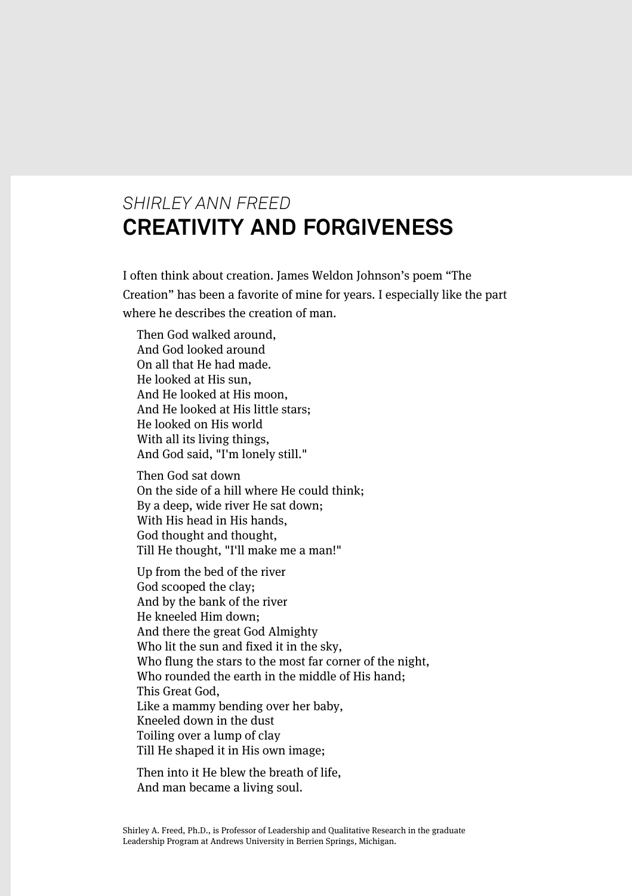*SHIRLEY ANN FREED*

# CREATIVITY AND FORGIVENESS

I often think about creation. James Weldon Johnson's poem "The Creation" has been a favorite of mine for years. I especially like the part where he describes the creation of man.

> Then God walked around,  
> And God looked around  
> On all that He had made.  
> He looked at His sun,  
> And He looked at His moon,  
> And He looked at His little stars;  
> He looked on His world  
> With all its living things,  
> And God said, "I'm lonely still."
>
> Then God sat down  
> On the side of a hill where He could think;  
> By a deep, wide river He sat down;  
> With His head in His hands,  
> God thought and thought,  
> Till He thought, "I'll make me a man!"
>
> Up from the bed of the river  
> God scooped the clay;  
> And by the bank of the river  
> He kneeled Him down;  
> And there the great God Almighty  
> Who lit the sun and fixed it in the sky,  
> Who flung the stars to the most far corner of the night,  
> Who rounded the earth in the middle of His hand;  
> This Great God,  
> Like a mammy bending over her baby,  
> Kneeled down in the dust  
> Toiling over a lump of clay  
> Till He shaped it in His own image;
>
> Then into it He blew the breath of life,  
> And man became a living soul.

Shirley A. Freed, Ph.D., is Professor of Leadership and Qualitative Research in the graduate Leadership Program at Andrews University in Berrien Springs, Michigan.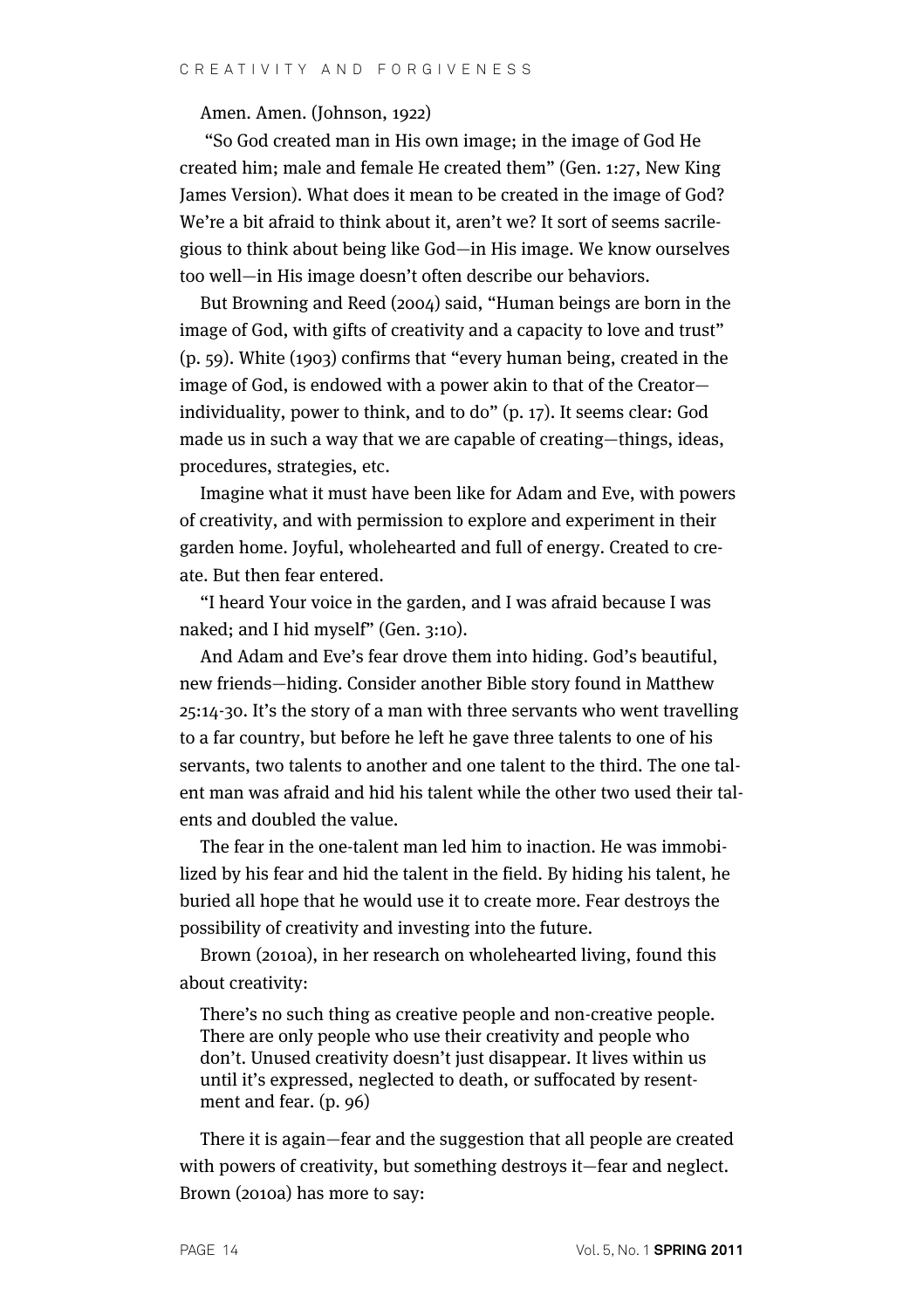Amen. Amen. (Johnson, 1922)

"So God created man in His own image; in the image of God He created him; male and female He created them" (Gen. 1:27, New King James Version). What does it mean to be created in the image of God? We're a bit afraid to think about it, aren't we? It sort of seems sacrilegious to think about being like God—in His image. We know ourselves too well—in His image doesn't often describe our behaviors.

But Browning and Reed (2004) said, "Human beings are born in the image of God, with gifts of creativity and a capacity to love and trust" (p. 59). White (1903) confirms that "every human being, created in the image of God, is endowed with a power akin to that of the Creator—individuality, power to think, and to do" (p. 17). It seems clear: God made us in such a way that we are capable of creating—things, ideas, procedures, strategies, etc.

Imagine what it must have been like for Adam and Eve, with powers of creativity, and with permission to explore and experiment in their garden home. Joyful, wholehearted and full of energy. Created to create. But then fear entered.

"I heard Your voice in the garden, and I was afraid because I was naked; and I hid myself" (Gen. 3:10).

And Adam and Eve's fear drove them into hiding. God's beautiful, new friends—hiding. Consider another Bible story found in Matthew 25:14-30. It's the story of a man with three servants who went travelling to a far country, but before he left he gave three talents to one of his servants, two talents to another and one talent to the third. The one talent man was afraid and hid his talent while the other two used their talents and doubled the value.

The fear in the one-talent man led him to inaction. He was immobilized by his fear and hid the talent in the field. By hiding his talent, he buried all hope that he would use it to create more. Fear destroys the possibility of creativity and investing into the future.

Brown (2010a), in her research on wholehearted living, found this about creativity:

> There's no such thing as creative people and non-creative people. There are only people who use their creativity and people who don't. Unused creativity doesn't just disappear. It lives within us until it's expressed, neglected to death, or suffocated by resentment and fear. (p. 96)

There it is again—fear and the suggestion that all people are created with powers of creativity, but something destroys it—fear and neglect. Brown (2010a) has more to say: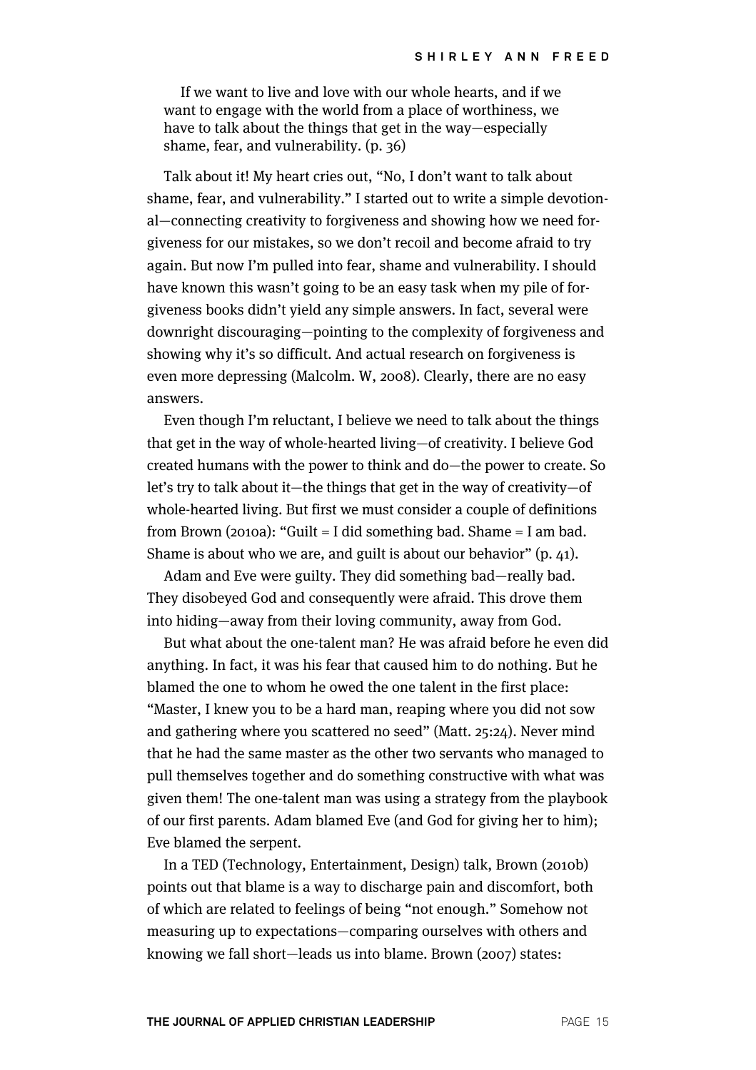> If we want to live and love with our whole hearts, and if we want to engage with the world from a place of worthiness, we have to talk about the things that get in the way—especially shame, fear, and vulnerability. (p. 36)

Talk about it! My heart cries out, "No, I don't want to talk about shame, fear, and vulnerability." I started out to write a simple devotional—connecting creativity to forgiveness and showing how we need forgiveness for our mistakes, so we don't recoil and become afraid to try again. But now I'm pulled into fear, shame and vulnerability. I should have known this wasn't going to be an easy task when my pile of forgiveness books didn't yield any simple answers. In fact, several were downright discouraging—pointing to the complexity of forgiveness and showing why it's so difficult. And actual research on forgiveness is even more depressing (Malcolm. W, 2008). Clearly, there are no easy answers.

Even though I'm reluctant, I believe we need to talk about the things that get in the way of whole-hearted living—of creativity. I believe God created humans with the power to think and do—the power to create. So let's try to talk about it—the things that get in the way of creativity—of whole-hearted living. But first we must consider a couple of definitions from Brown (2010a): "Guilt = I did something bad. Shame = I am bad. Shame is about who we are, and guilt is about our behavior" (p. 41).

Adam and Eve were guilty. They did something bad—really bad. They disobeyed God and consequently were afraid. This drove them into hiding—away from their loving community, away from God.

But what about the one-talent man? He was afraid before he even did anything. In fact, it was his fear that caused him to do nothing. But he blamed the one to whom he owed the one talent in the first place: "Master, I knew you to be a hard man, reaping where you did not sow and gathering where you scattered no seed" (Matt. 25:24). Never mind that he had the same master as the other two servants who managed to pull themselves together and do something constructive with what was given them! The one-talent man was using a strategy from the playbook of our first parents. Adam blamed Eve (and God for giving her to him); Eve blamed the serpent.

In a TED (Technology, Entertainment, Design) talk, Brown (2010b) points out that blame is a way to discharge pain and discomfort, both of which are related to feelings of being "not enough." Somehow not measuring up to expectations—comparing ourselves with others and knowing we fall short—leads us into blame. Brown (2007) states: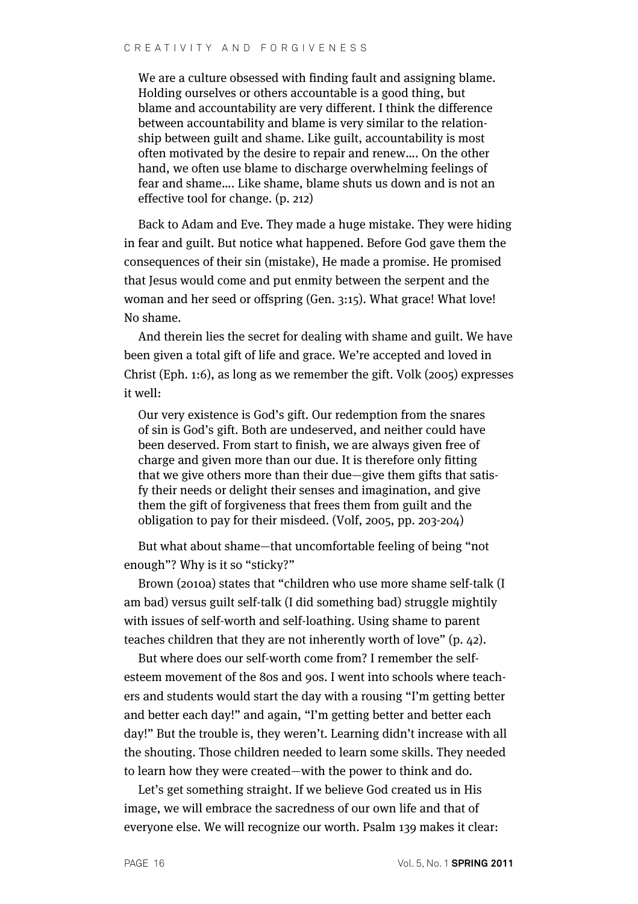> We are a culture obsessed with finding fault and assigning blame. Holding ourselves or others accountable is a good thing, but blame and accountability are very different. I think the difference between accountability and blame is very similar to the relationship between guilt and shame. Like guilt, accountability is most often motivated by the desire to repair and renew.... On the other hand, we often use blame to discharge overwhelming feelings of fear and shame.... Like shame, blame shuts us down and is not an effective tool for change. (p. 212)

Back to Adam and Eve. They made a huge mistake. They were hiding in fear and guilt. But notice what happened. Before God gave them the consequences of their sin (mistake), He made a promise. He promised that Jesus would come and put enmity between the serpent and the woman and her seed or offspring (Gen. 3:15). What grace! What love! No shame.

And therein lies the secret for dealing with shame and guilt. We have been given a total gift of life and grace. We're accepted and loved in Christ (Eph. 1:6), as long as we remember the gift. Volk (2005) expresses it well:

> Our very existence is God's gift. Our redemption from the snares of sin is God's gift. Both are undeserved, and neither could have been deserved. From start to finish, we are always given free of charge and given more than our due. It is therefore only fitting that we give others more than their due—give them gifts that satisfy their needs or delight their senses and imagination, and give them the gift of forgiveness that frees them from guilt and the obligation to pay for their misdeed. (Volf, 2005, pp. 203-204)

But what about shame—that uncomfortable feeling of being "not enough"? Why is it so "sticky?"

Brown (2010a) states that "children who use more shame self-talk (I am bad) versus guilt self-talk (I did something bad) struggle mightily with issues of self-worth and self-loathing. Using shame to parent teaches children that they are not inherently worth of love" (p. 42).

But where does our self-worth come from? I remember the self-esteem movement of the 80s and 90s. I went into schools where teachers and students would start the day with a rousing "I'm getting better and better each day!" and again, "I'm getting better and better each day!" But the trouble is, they weren't. Learning didn't increase with all the shouting. Those children needed to learn some skills. They needed to learn how they were created—with the power to think and do.

Let's get something straight. If we believe God created us in His image, we will embrace the sacredness of our own life and that of everyone else. We will recognize our worth. Psalm 139 makes it clear: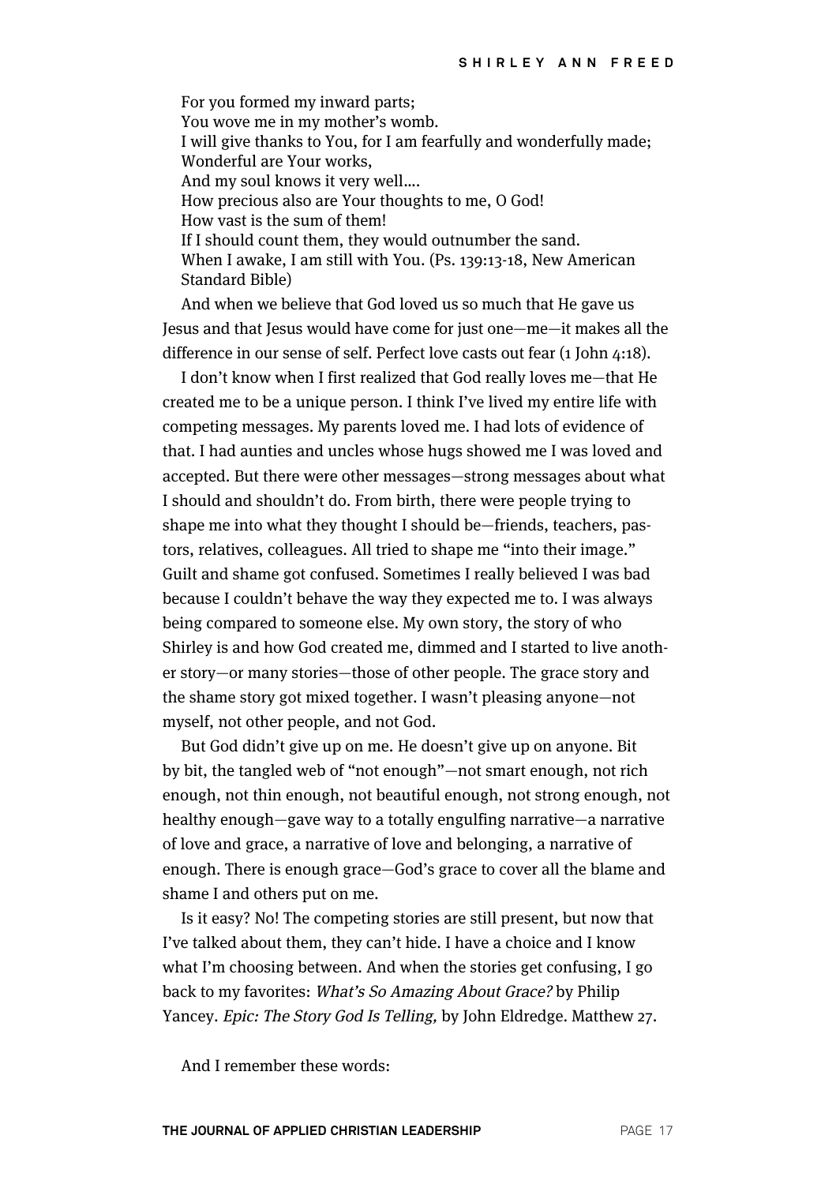For you formed my inward parts;  
You wove me in my mother's womb.  
I will give thanks to You, for I am fearfully and wonderfully made;  
Wonderful are Your works,  
And my soul knows it very well....  
How precious also are Your thoughts to me, O God!  
How vast is the sum of them!  
If I should count them, they would outnumber the sand.  
When I awake, I am still with You. (Ps. 139:13-18, New American Standard Bible)

And when we believe that God loved us so much that He gave us Jesus and that Jesus would have come for just one—me—it makes all the difference in our sense of self. Perfect love casts out fear (1 John 4:18).

I don't know when I first realized that God really loves me—that He created me to be a unique person. I think I've lived my entire life with competing messages. My parents loved me. I had lots of evidence of that. I had aunties and uncles whose hugs showed me I was loved and accepted. But there were other messages—strong messages about what I should and shouldn't do. From birth, there were people trying to shape me into what they thought I should be—friends, teachers, pastors, relatives, colleagues. All tried to shape me "into their image." Guilt and shame got confused. Sometimes I really believed I was bad because I couldn't behave the way they expected me to. I was always being compared to someone else. My own story, the story of who Shirley is and how God created me, dimmed and I started to live another story—or many stories—those of other people. The grace story and the shame story got mixed together. I wasn't pleasing anyone—not myself, not other people, and not God.

But God didn't give up on me. He doesn't give up on anyone. Bit by bit, the tangled web of "not enough"—not smart enough, not rich enough, not thin enough, not beautiful enough, not strong enough, not healthy enough—gave way to a totally engulfing narrative—a narrative of love and grace, a narrative of love and belonging, a narrative of enough. There is enough grace—God's grace to cover all the blame and shame I and others put on me.

Is it easy? No! The competing stories are still present, but now that I've talked about them, they can't hide. I have a choice and I know what I'm choosing between. And when the stories get confusing, I go back to my favorites: *What's So Amazing About Grace?* by Philip Yancey. *Epic: The Story God Is Telling,* by John Eldredge. Matthew 27.

And I remember these words: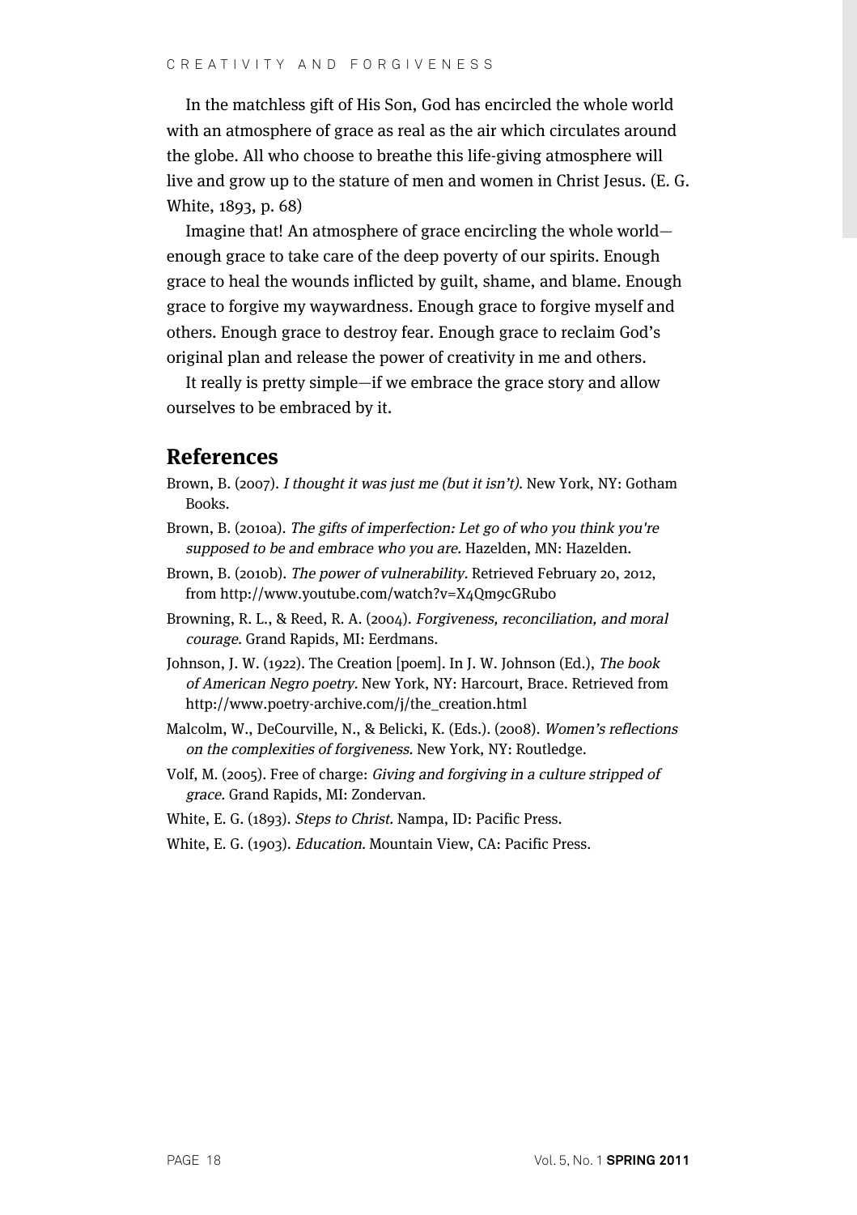In the matchless gift of His Son, God has encircled the whole world with an atmosphere of grace as real as the air which circulates around the globe. All who choose to breathe this life-giving atmosphere will live and grow up to the stature of men and women in Christ Jesus. (E. G. White, 1893, p. 68)

Imagine that! An atmosphere of grace encircling the whole world—enough grace to take care of the deep poverty of our spirits. Enough grace to heal the wounds inflicted by guilt, shame, and blame. Enough grace to forgive my waywardness. Enough grace to forgive myself and others. Enough grace to destroy fear. Enough grace to reclaim God's original plan and release the power of creativity in me and others.

It really is pretty simple—if we embrace the grace story and allow ourselves to be embraced by it.

## References

Brown, B. (2007). *I thought it was just me (but it isn't).* New York, NY: Gotham Books.

Brown, B. (2010a). *The gifts of imperfection: Let go of who you think you're supposed to be and embrace who you are.* Hazelden, MN: Hazelden.

Brown, B. (2010b). *The power of vulnerability.* Retrieved February 20, 2012, from http://www.youtube.com/watch?v=X4Qm9cGRub0

Browning, R. L., & Reed, R. A. (2004). *Forgiveness, reconciliation, and moral courage.* Grand Rapids, MI: Eerdmans.

Johnson, J. W. (1922). The Creation [poem]. In J. W. Johnson (Ed.), *The book of American Negro poetry.* New York, NY: Harcourt, Brace. Retrieved from http://www.poetry-archive.com/j/the_creation.html

Malcolm, W., DeCourville, N., & Belicki, K. (Eds.). (2008). *Women's reflections on the complexities of forgiveness.* New York, NY: Routledge.

Volf, M. (2005). Free of charge: *Giving and forgiving in a culture stripped of grace.* Grand Rapids, MI: Zondervan.

White, E. G. (1893). *Steps to Christ.* Nampa, ID: Pacific Press.

White, E. G. (1903). *Education.* Mountain View, CA: Pacific Press.